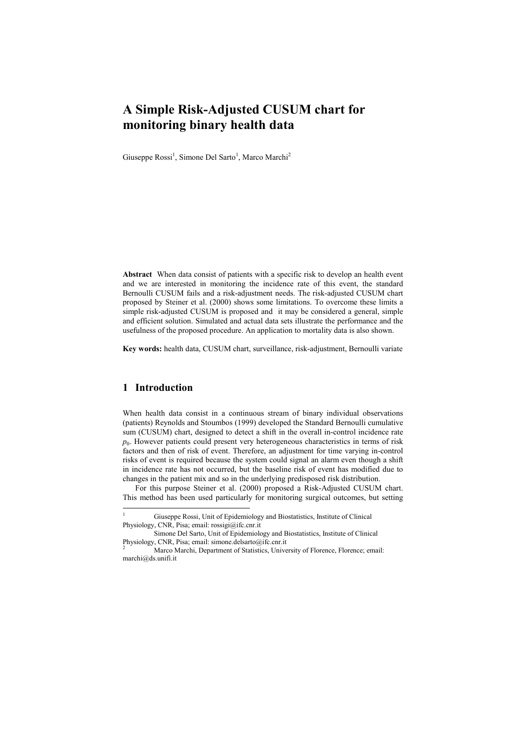# A Simple Risk-Adjusted CUSUM chart for monitoring binary health data

Giuseppe Rossi[1], Simone Del Sarto[1], Marco Marchi[2]

**Abstract** When data consist of patients with a specific risk to develop an health event and we are interested in monitoring the incidence rate of this event, the standard Bernoulli CUSUM fails and a risk-adjustment needs. The risk-adjusted CUSUM chart proposed by Steiner et al. (2000) shows some limitations. To overcome these limits a simple risk-adjusted CUSUM is proposed and it may be considered a general, simple and efficient solution. Simulated and actual data sets illustrate the performance and the usefulness of the proposed procedure. An application to mortality data is also shown.

**Key words:** health data, CUSUM chart, surveillance, risk-adjustment, Bernoulli variate

## 1 Introduction

When health data consist in a continuous stream of binary individual observations (patients) Reynolds and Stoumbos (1999) developed the Standard Bernoulli cumulative sum (CUSUM) chart, designed to detect a shift in the overall in-control incidence rate $p_0$. However patients could present very heterogeneous characteristics in terms of risk factors and then of risk of event. Therefore, an adjustment for time varying in-control risks of event is required because the system could signal an alarm even though a shift in incidence rate has not occurred, but the baseline risk of event has modified due to changes in the patient mix and so in the underlying predisposed risk distribution.

For this purpose Steiner et al. (2000) proposed a Risk-Adjusted CUSUM chart. This method has been used particularly for monitoring surgical outcomes, but setting

---

[1] Giuseppe Rossi, Unit of Epidemiology and Biostatistics, Institute of Clinical Physiology, CNR, Pisa; email: rossigi@ifc.cnr.it
Simone Del Sarto, Unit of Epidemiology and Biostatistics, Institute of Clinical Physiology, CNR, Pisa; email: simone.delsarto@ifc.cnr.it

[2] Marco Marchi, Department of Statistics, University of Florence, Florence; email: marchi@ds.unifi.it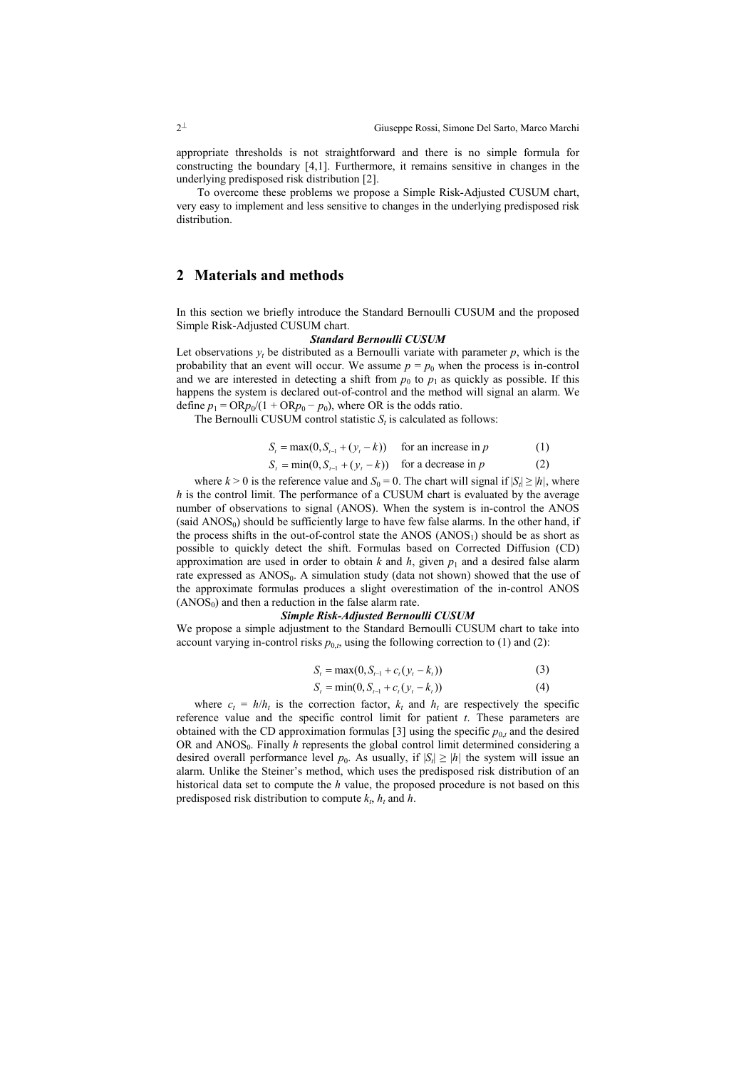appropriate thresholds is not straightforward and there is no simple formula for constructing the boundary [4,1]. Furthermore, it remains sensitive in changes in the underlying predisposed risk distribution [2].

To overcome these problems we propose a Simple Risk-Adjusted CUSUM chart, very easy to implement and less sensitive to changes in the underlying predisposed risk distribution.

## 2 Materials and methods

In this section we briefly introduce the Standard Bernoulli CUSUM and the proposed Simple Risk-Adjusted CUSUM chart.

***Standard Bernoulli CUSUM***

Let observations $y_t$ be distributed as a Bernoulli variate with parameter $p$, which is the probability that an event will occur. We assume $p = p_0$ when the process is in-control and we are interested in detecting a shift from $p_0$ to $p_1$ as quickly as possible. If this happens the system is declared out-of-control and the method will signal an alarm. We define $p_1 = \mathrm{OR}p_0/(1 + \mathrm{OR}p_0 - p_0)$, where OR is the odds ratio.

The Bernoulli CUSUM control statistic $S_t$ is calculated as follows:

$$S_t = \max(0, S_{t-1} + (y_t - k)) \quad \text{for an increase in } p \tag{1}$$

$$S_t = \min(0, S_{t-1} + (y_t - k)) \quad \text{for a decrease in } p \tag{2}$$

where $k > 0$ is the reference value and $S_0 = 0$. The chart will signal if $|S_t| \geq |h|$, where $h$ is the control limit. The performance of a CUSUM chart is evaluated by the average number of observations to signal (ANOS). When the system is in-control the ANOS (said $\mathrm{ANOS}_0$) should be sufficiently large to have few false alarms. In the other hand, if the process shifts in the out-of-control state the ANOS ($\mathrm{ANOS}_1$) should be as short as possible to quickly detect the shift. Formulas based on Corrected Diffusion (CD) approximation are used in order to obtain $k$ and $h$, given $p_1$ and a desired false alarm rate expressed as $\mathrm{ANOS}_0$. A simulation study (data not shown) showed that the use of the approximate formulas produces a slight overestimation of the in-control ANOS ($\mathrm{ANOS}_0$) and then a reduction in the false alarm rate.

***Simple Risk-Adjusted Bernoulli CUSUM***

We propose a simple adjustment to the Standard Bernoulli CUSUM chart to take into account varying in-control risks $p_{0,t}$, using the following correction to (1) and (2):

$$S_t = \max(0, S_{t-1} + c_t(y_t - k_t)) \tag{3}$$

$$S_t = \min(0, S_{t-1} + c_t(y_t - k_t)) \tag{4}$$

where $c_t = h/h_t$ is the correction factor, $k_t$ and $h_t$ are respectively the specific reference value and the specific control limit for patient $t$. These parameters are obtained with the CD approximation formulas [3] using the specific $p_{0,t}$ and the desired OR and $\mathrm{ANOS}_0$. Finally $h$ represents the global control limit determined considering a desired overall performance level $p_0$. As usually, if $|S_t| \geq |h|$ the system will issue an alarm. Unlike the Steiner's method, which uses the predisposed risk distribution of an historical data set to compute the $h$ value, the proposed procedure is not based on this predisposed risk distribution to compute $k_t$, $h_t$ and $h$.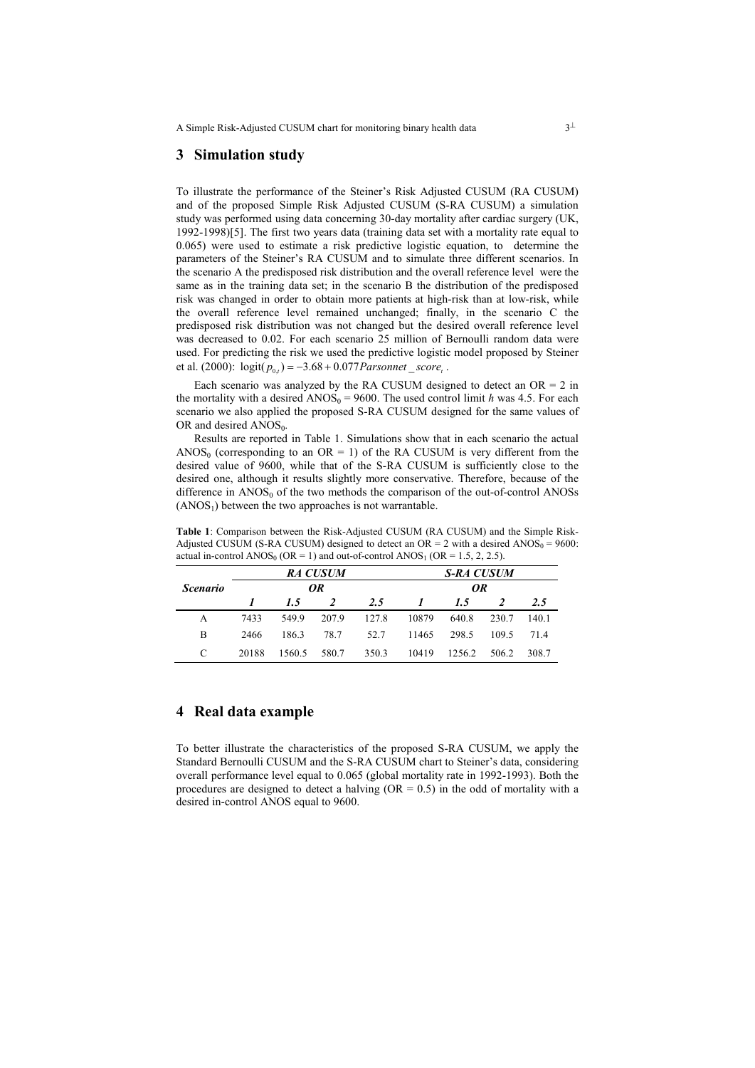## 3 Simulation study

To illustrate the performance of the Steiner's Risk Adjusted CUSUM (RA CUSUM) and of the proposed Simple Risk Adjusted CUSUM (S-RA CUSUM) a simulation study was performed using data concerning 30-day mortality after cardiac surgery (UK, 1992-1998)[5]. The first two years data (training data set with a mortality rate equal to 0.065) were used to estimate a risk predictive logistic equation, to determine the parameters of the Steiner's RA CUSUM and to simulate three different scenarios. In the scenario A the predisposed risk distribution and the overall reference level were the same as in the training data set; in the scenario B the distribution of the predisposed risk was changed in order to obtain more patients at high-risk than at low-risk, while the overall reference level remained unchanged; finally, in the scenario C the predisposed risk distribution was not changed but the desired overall reference level was decreased to 0.02. For each scenario 25 million of Bernoulli random data were used. For predicting the risk we used the predictive logistic model proposed by Steiner et al. (2000): $\text{logit}(p_{0,t}) = -3.68 + 0.077 Parsonnet\_score_t$.

Each scenario was analyzed by the RA CUSUM designed to detect an OR = 2 in the mortality with a desired $\text{ANOS}_0 = 9600$. The used control limit $h$ was 4.5. For each scenario we also applied the proposed S-RA CUSUM designed for the same values of OR and desired $\text{ANOS}_0$.

Results are reported in Table 1. Simulations show that in each scenario the actual $\text{ANOS}_0$ (corresponding to an OR = 1) of the RA CUSUM is very different from the desired value of 9600, while that of the S-RA CUSUM is sufficiently close to the desired one, although it results slightly more conservative. Therefore, because of the difference in $\text{ANOS}_0$ of the two methods the comparison of the out-of-control ANOSs ($\text{ANOS}_1$) between the two approaches is not warrantable.

**Table 1**: Comparison between the Risk-Adjusted CUSUM (RA CUSUM) and the Simple Risk-Adjusted CUSUM (S-RA CUSUM) designed to detect an OR = 2 with a desired $\text{ANOS}_0 = 9600$: actual in-control $\text{ANOS}_0$ (OR = 1) and out-of-control $\text{ANOS}_1$ (OR = 1.5, 2, 2.5).

| *Scenario* | ***RA CUSUM*** | | | | ***S-RA CUSUM*** | | | |
|---|---|---|---|---|---|---|---|---|
| | ***OR*** | | | | ***OR*** | | | |
| | ***1*** | ***1.5*** | ***2*** | ***2.5*** | ***1*** | ***1.5*** | ***2*** | ***2.5*** |
| A | 7433 | 549.9 | 207.9 | 127.8 | 10879 | 640.8 | 230.7 | 140.1 |
| B | 2466 | 186.3 | 78.7 | 52.7 | 11465 | 298.5 | 109.5 | 71.4 |
| C | 20188 | 1560.5 | 580.7 | 350.3 | 10419 | 1256.2 | 506.2 | 308.7 |

## 4 Real data example

To better illustrate the characteristics of the proposed S-RA CUSUM, we apply the Standard Bernoulli CUSUM and the S-RA CUSUM chart to Steiner's data, considering overall performance level equal to 0.065 (global mortality rate in 1992-1993). Both the procedures are designed to detect a halving (OR = 0.5) in the odd of mortality with a desired in-control ANOS equal to 9600.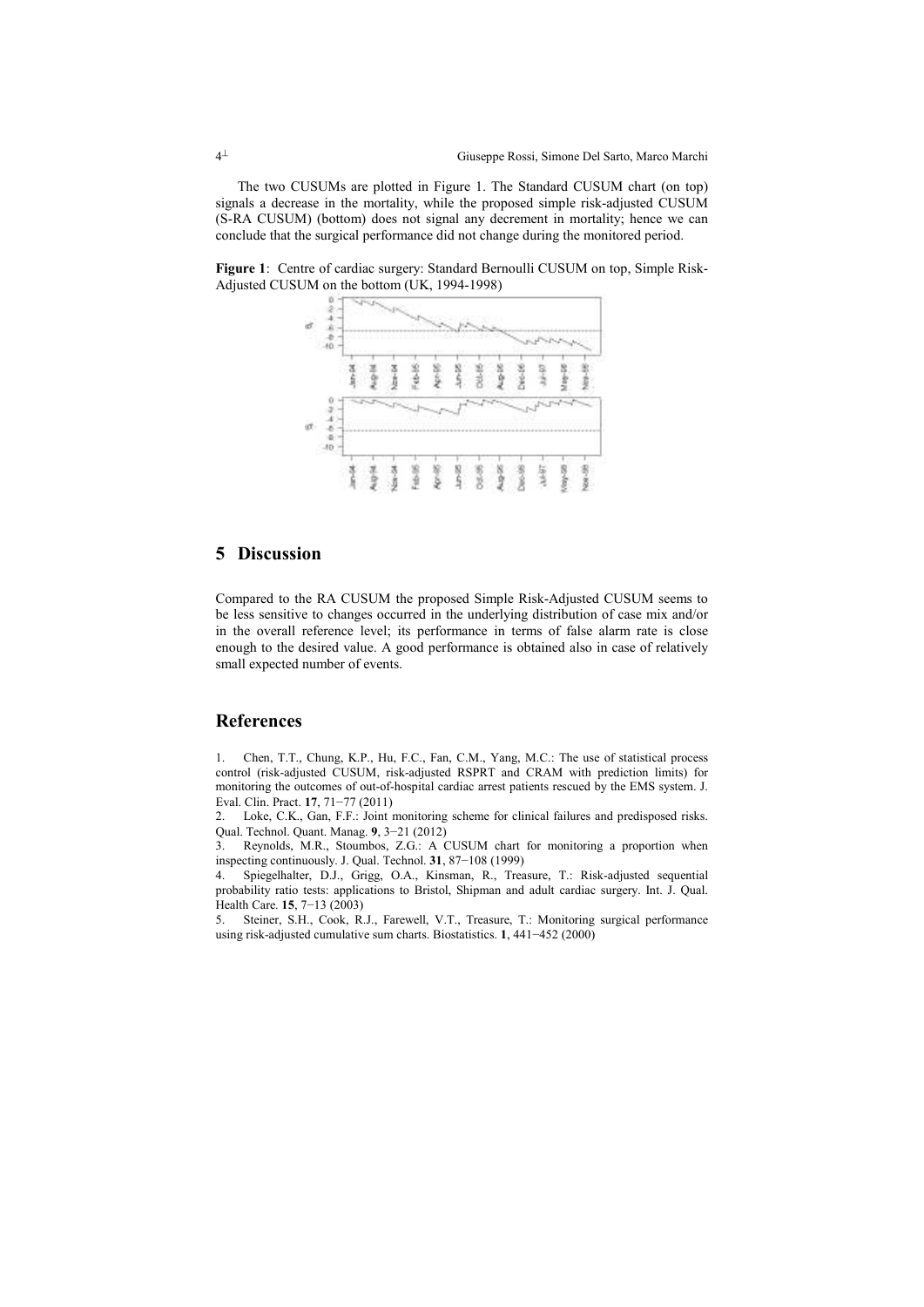The two CUSUMs are plotted in Figure 1. The Standard CUSUM chart (on top) signals a decrease in the mortality, while the proposed simple risk-adjusted CUSUM (S-RA CUSUM) (bottom) does not signal any decrement in mortality; hence we can conclude that the surgical performance did not change during the monitored period.

**Figure 1**: Centre of cardiac surgery: Standard Bernoulli CUSUM on top, Simple Risk-Adjusted CUSUM on the bottom (UK, 1994-1998)

## 5 Discussion

Compared to the RA CUSUM the proposed Simple Risk-Adjusted CUSUM seems to be less sensitive to changes occurred in the underlying distribution of case mix and/or in the overall reference level; its performance in terms of false alarm rate is close enough to the desired value. A good performance is obtained also in case of relatively small expected number of events.

## References

1. Chen, T.T., Chung, K.P., Hu, F.C., Fan, C.M., Yang, M.C.: The use of statistical process control (risk-adjusted CUSUM, risk-adjusted RSPRT and CRAM with prediction limits) for monitoring the outcomes of out-of-hospital cardiac arrest patients rescued by the EMS system. J. Eval. Clin. Pract. **17**, 71−77 (2011)
2. Loke, C.K., Gan, F.F.: Joint monitoring scheme for clinical failures and predisposed risks. Qual. Technol. Quant. Manag. **9**, 3−21 (2012)
3. Reynolds, M.R., Stoumbos, Z.G.: A CUSUM chart for monitoring a proportion when inspecting continuously. J. Qual. Technol. **31**, 87−108 (1999)
4. Spiegelhalter, D.J., Grigg, O.A., Kinsman, R., Treasure, T.: Risk-adjusted sequential probability ratio tests: applications to Bristol, Shipman and adult cardiac surgery. Int. J. Qual. Health Care. **15**, 7−13 (2003)
5. Steiner, S.H., Cook, R.J., Farewell, V.T., Treasure, T.: Monitoring surgical performance using risk-adjusted cumulative sum charts. Biostatistics. **1**, 441−452 (2000)